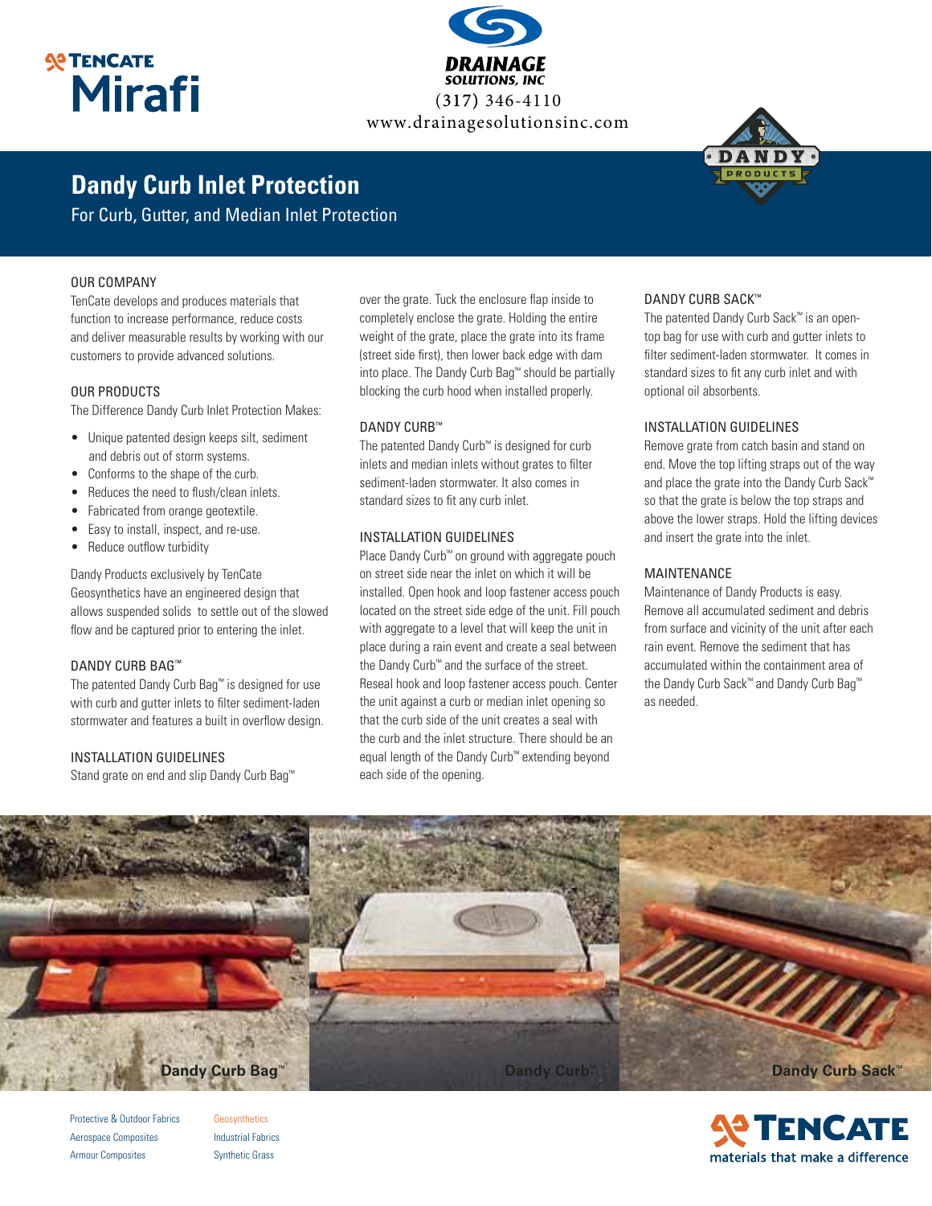TenCate Mirafi

DRAINAGE SOLUTIONS, INC
(317) 346-4110
www.drainagesolutionsinc.com

DANDY PRODUCTS

# Dandy Curb Inlet Protection

For Curb, Gutter, and Median Inlet Protection

## OUR COMPANY

TenCate develops and produces materials that function to increase performance, reduce costs and deliver measurable results by working with our customers to provide advanced solutions.

## OUR PRODUCTS

The Difference Dandy Curb Inlet Protection Makes:

- Unique patented design keeps silt, sediment and debris out of storm systems.
- Conforms to the shape of the curb.
- Reduces the need to flush/clean inlets.
- Fabricated from orange geotextile.
- Easy to install, inspect, and re-use.
- Reduce outflow turbidity

Dandy Products exclusively by TenCate Geosynthetics have an engineered design that allows suspended solids to settle out of the slowed flow and be captured prior to entering the inlet.

## DANDY CURB BAG™

The patented Dandy Curb Bag™ is designed for use with curb and gutter inlets to filter sediment-laden stormwater and features a built in overflow design.

## INSTALLATION GUIDELINES

Stand grate on end and slip Dandy Curb Bag™ over the grate. Tuck the enclosure flap inside to completely enclose the grate. Holding the entire weight of the grate, place the grate into its frame (street side first), then lower back edge with dam into place. The Dandy Curb Bag™ should be partially blocking the curb hood when installed properly.

## DANDY CURB™

The patented Dandy Curb™ is designed for curb inlets and median inlets without grates to filter sediment-laden stormwater. It also comes in standard sizes to fit any curb inlet.

## INSTALLATION GUIDELINES

Place Dandy Curb™ on ground with aggregate pouch on street side near the inlet on which it will be installed. Open hook and loop fastener access pouch located on the street side edge of the unit. Fill pouch with aggregate to a level that will keep the unit in place during a rain event and create a seal between the Dandy Curb™ and the surface of the street. Reseal hook and loop fastener access pouch. Center the unit against a curb or median inlet opening so that the curb side of the unit creates a seal with the curb and the inlet structure. There should be an equal length of the Dandy Curb™ extending beyond each side of the opening.

## DANDY CURB SACK™

The patented Dandy Curb Sack™ is an open-top bag for use with curb and gutter inlets to filter sediment-laden stormwater. It comes in standard sizes to fit any curb inlet and with optional oil absorbents.

## INSTALLATION GUIDELINES

Remove grate from catch basin and stand on end. Move the top lifting straps out of the way and place the grate into the Dandy Curb Sack™ so that the grate is below the top straps and above the lower straps. Hold the lifting devices and insert the grate into the inlet.

## MAINTENANCE

Maintenance of Dandy Products is easy. Remove all accumulated sediment and debris from surface and vicinity of the unit after each rain event. Remove the sediment that has accumulated within the containment area of the Dandy Curb Sack™ and Dandy Curb Bag™ as needed.

Dandy Curb Bag™

Dandy Curb™

Dandy Curb Sack™

Protective & Outdoor Fabrics
Aerospace Composites
Armour Composites

Geosynthetics
Industrial Fabrics
Synthetic Grass

TENCATE
materials that make a difference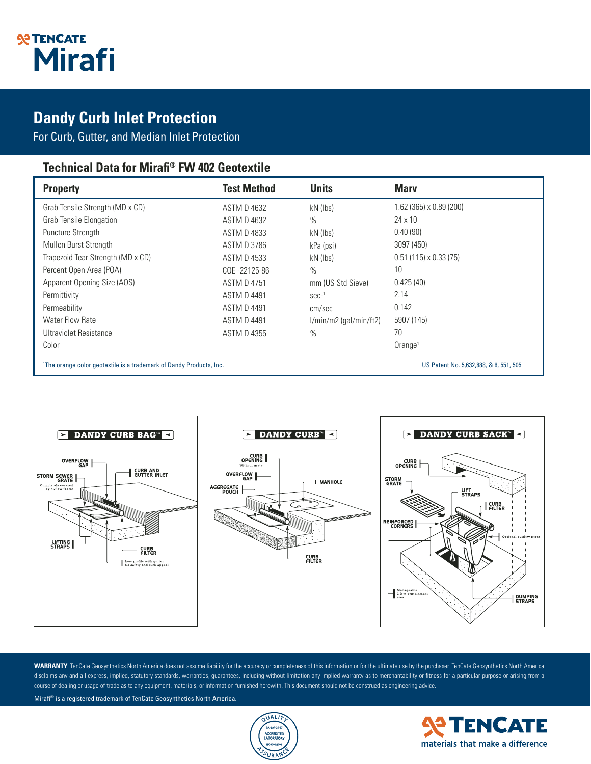# Dandy Curb Inlet Protection

For Curb, Gutter, and Median Inlet Protection

## Technical Data for Mirafi® FW 402 Geotextile

| Property | Test Method | Units | Marv |
|---|---|---|---|
| Grab Tensile Strength (MD x CD) | ASTM D 4632 | kN (lbs) | 1.62 (365) x 0.89 (200) |
| Grab Tensile Elongation | ASTM D 4632 | % | 24 x 10 |
| Puncture Strength | ASTM D 4833 | kN (lbs) | 0.40 (90) |
| Mullen Burst Strength | ASTM D 3786 | kPa (psi) | 3097 (450) |
| Trapezoid Tear Strength (MD x CD) | ASTM D 4533 | kN (lbs) | 0.51 (115) x 0.33 (75) |
| Percent Open Area (POA) | COE -22125-86 | % | 10 |
| Apparent Opening Size (AOS) | ASTM D 4751 | mm (US Std Sieve) | 0.425 (40) |
| Permittivity | ASTM D 4491 | $sec^{-1}$ | 2.14 |
| Permeability | ASTM D 4491 | cm/sec | 0.142 |
| Water Flow Rate | ASTM D 4491 | l/min/m2 (gal/min/ft2) | 5907 (145) |
| Ultraviolet Resistance | ASTM D 4355 | % | 70 |
| Color | | | Orange[1] |

[1]The orange color geotextile is a trademark of Dandy Products, Inc.

US Patent No. 5,632,888, & 6, 551, 505

DANDY CURB BAG™

OVERFLOW GAP
STORM SEWER GRATE
Completely covered by hi-flow fabric
CURB AND GUTTER INLET
LIFTING STRAPS
CURB FILTER
Low profile with gutter for safety and curb appeal

DANDY CURB™

CURB OPENING
Without grate
OVERFLOW GAP
AGGREGATE POUCH
MANHOLE
CURB FILTER

DANDY CURB SACK™

CURB OPENING
STORM GRATE
LIFT STRAPS
CURB FILTER
REINFORCED CORNERS
Optional outflow ports
Manageable 2 foot containment area
DUMPING STRAPS

**WARRANTY** TenCate Geosynthetics North America does not assume liability for the accuracy or completeness of this information or for the ultimate use by the purchaser. TenCate Geosynthetics North America disclaims any and all express, implied, statutory standards, warranties, guarantees, including without limitation any implied warranty as to merchantability or fitness for a particular purpose or arising from a course of dealing or usage of trade as to any equipment, materials, or information furnished herewith. This document should not be construed as engineering advice.

Mirafi® is a registered trademark of TenCate Geosynthetics North America.

QUALITY ASSURANCE
GAI-LAP-25-97
ACCREDITED LABORATORY
ISO9001:2001

TENCATE
materials that make a difference